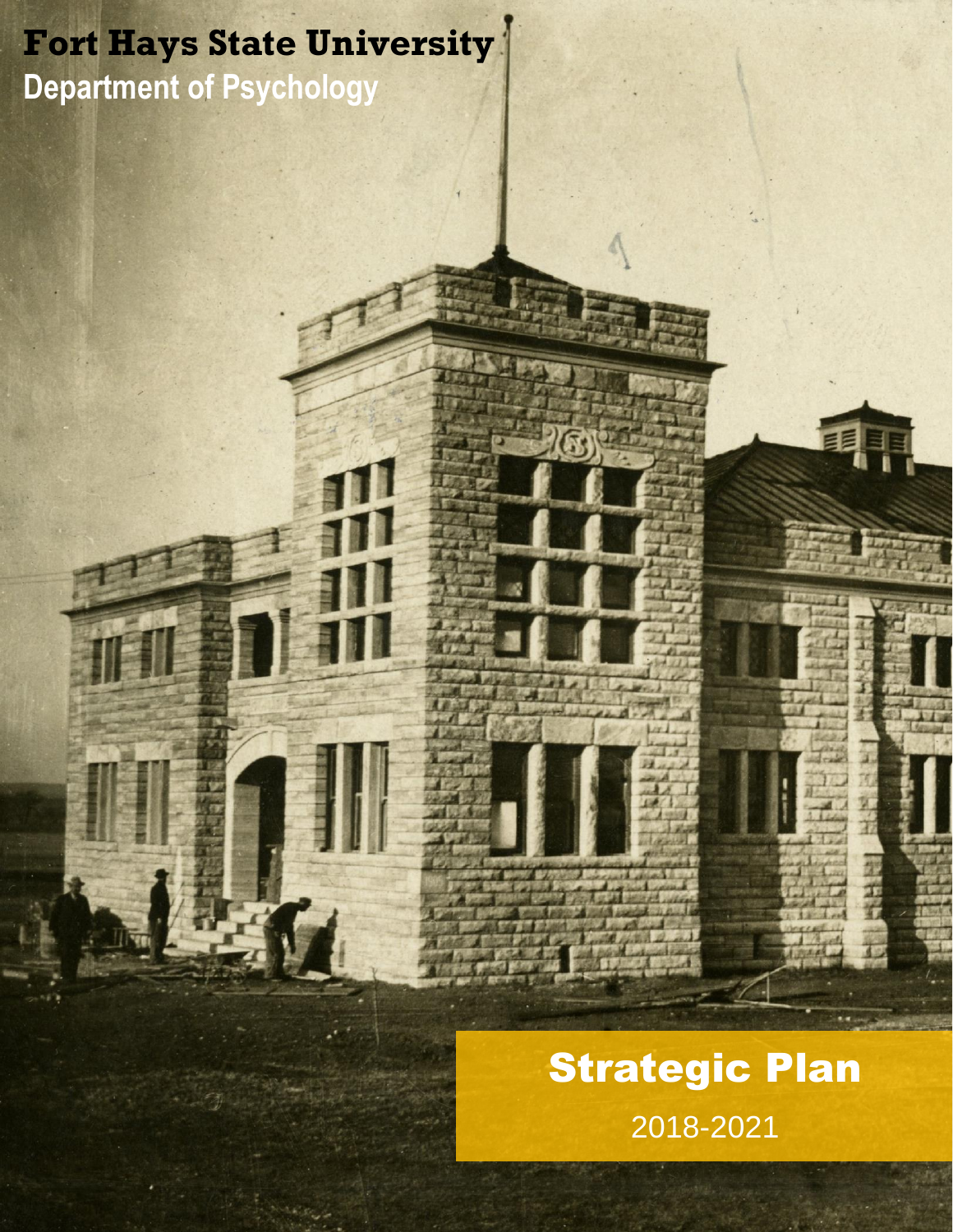# Fort Hays State University

## Department of Psychology

# Strategic Plan

2018-2021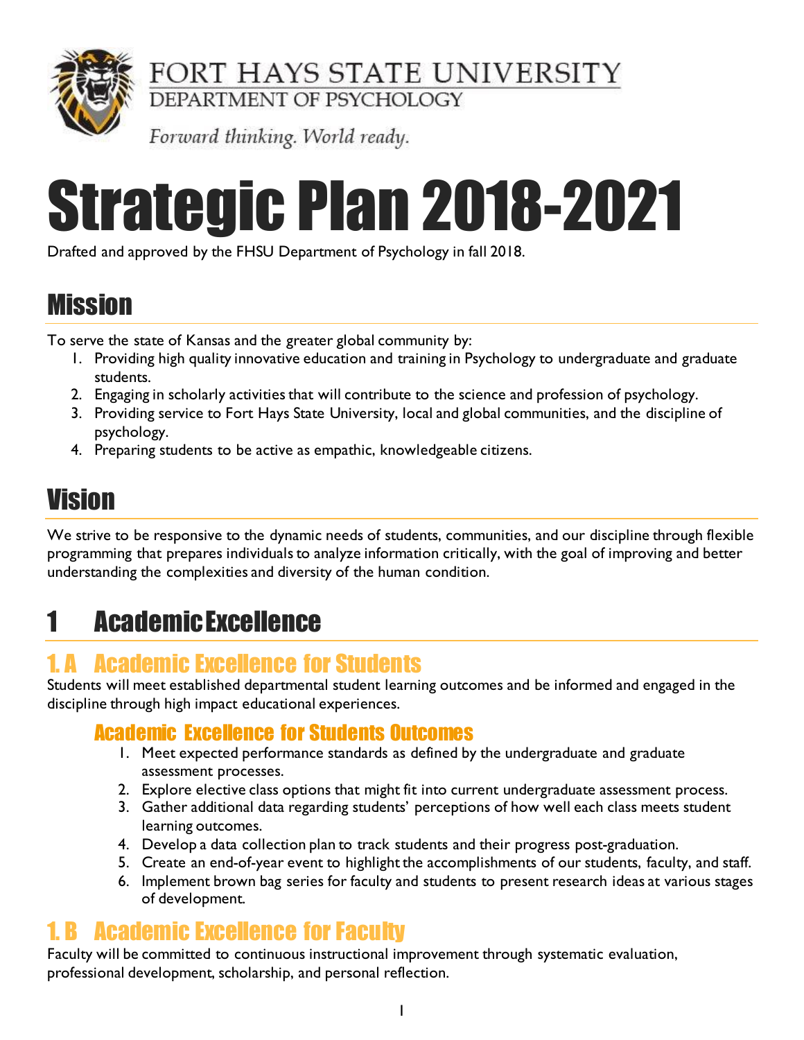FORT HAYS STATE UNIVERSITY
DEPARTMENT OF PSYCHOLOGY

*Forward thinking. World ready.*

# Strategic Plan 2018-2021

Drafted and approved by the FHSU Department of Psychology in fall 2018.

## Mission

To serve the state of Kansas and the greater global community by:

1. Providing high quality innovative education and training in Psychology to undergraduate and graduate students.
2. Engaging in scholarly activities that will contribute to the science and profession of psychology.
3. Providing service to Fort Hays State University, local and global communities, and the discipline of psychology.
4. Preparing students to be active as empathic, knowledgeable citizens.

## Vision

We strive to be responsive to the dynamic needs of students, communities, and our discipline through flexible programming that prepares individuals to analyze information critically, with the goal of improving and better understanding the complexities and diversity of the human condition.

# 1 Academic Excellence

## 1. A Academic Excellence for Students

Students will meet established departmental student learning outcomes and be informed and engaged in the discipline through high impact educational experiences.

### Academic Excellence for Students Outcomes

1. Meet expected performance standards as defined by the undergraduate and graduate assessment processes.
2. Explore elective class options that might fit into current undergraduate assessment process.
3. Gather additional data regarding students' perceptions of how well each class meets student learning outcomes.
4. Develop a data collection plan to track students and their progress post-graduation.
5. Create an end-of-year event to highlight the accomplishments of our students, faculty, and staff.
6. Implement brown bag series for faculty and students to present research ideas at various stages of development.

## 1. B Academic Excellence for Faculty

Faculty will be committed to continuous instructional improvement through systematic evaluation, professional development, scholarship, and personal reflection.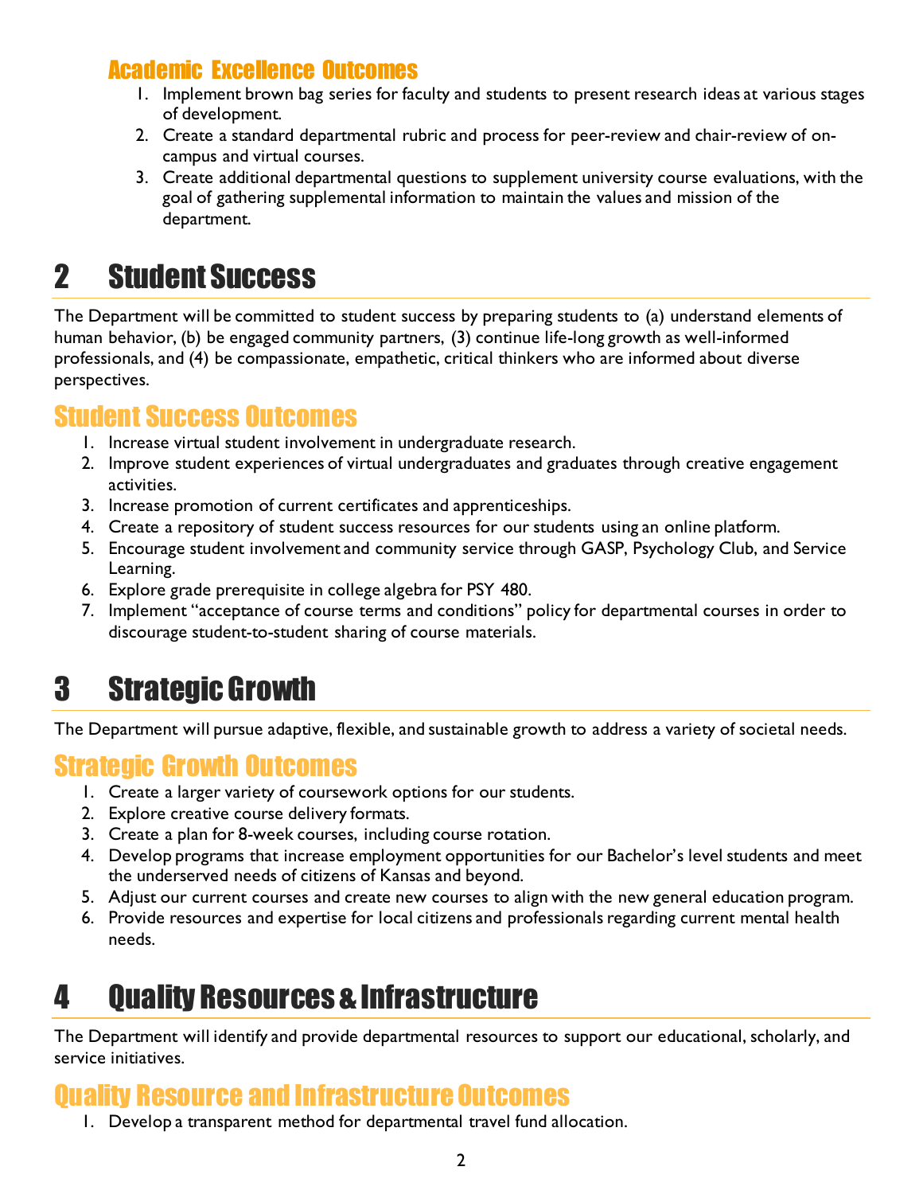### Academic Excellence Outcomes

1. Implement brown bag series for faculty and students to present research ideas at various stages of development.
2. Create a standard departmental rubric and process for peer-review and chair-review of on-campus and virtual courses.
3. Create additional departmental questions to supplement university course evaluations, with the goal of gathering supplemental information to maintain the values and mission of the department.

# 2 Student Success

The Department will be committed to student success by preparing students to (a) understand elements of human behavior, (b) be engaged community partners, (3) continue life-long growth as well-informed professionals, and (4) be compassionate, empathetic, critical thinkers who are informed about diverse perspectives.

## Student Success Outcomes

1. Increase virtual student involvement in undergraduate research.
2. Improve student experiences of virtual undergraduates and graduates through creative engagement activities.
3. Increase promotion of current certificates and apprenticeships.
4. Create a repository of student success resources for our students using an online platform.
5. Encourage student involvement and community service through GASP, Psychology Club, and Service Learning.
6. Explore grade prerequisite in college algebra for PSY 480.
7. Implement "acceptance of course terms and conditions" policy for departmental courses in order to discourage student-to-student sharing of course materials.

# 3 Strategic Growth

The Department will pursue adaptive, flexible, and sustainable growth to address a variety of societal needs.

## Strategic Growth Outcomes

1. Create a larger variety of coursework options for our students.
2. Explore creative course delivery formats.
3. Create a plan for 8-week courses, including course rotation.
4. Develop programs that increase employment opportunities for our Bachelor's level students and meet the underserved needs of citizens of Kansas and beyond.
5. Adjust our current courses and create new courses to align with the new general education program.
6. Provide resources and expertise for local citizens and professionals regarding current mental health needs.

# 4 Quality Resources & Infrastructure

The Department will identify and provide departmental resources to support our educational, scholarly, and service initiatives.

## Quality Resource and Infrastructure Outcomes

1. Develop a transparent method for departmental travel fund allocation.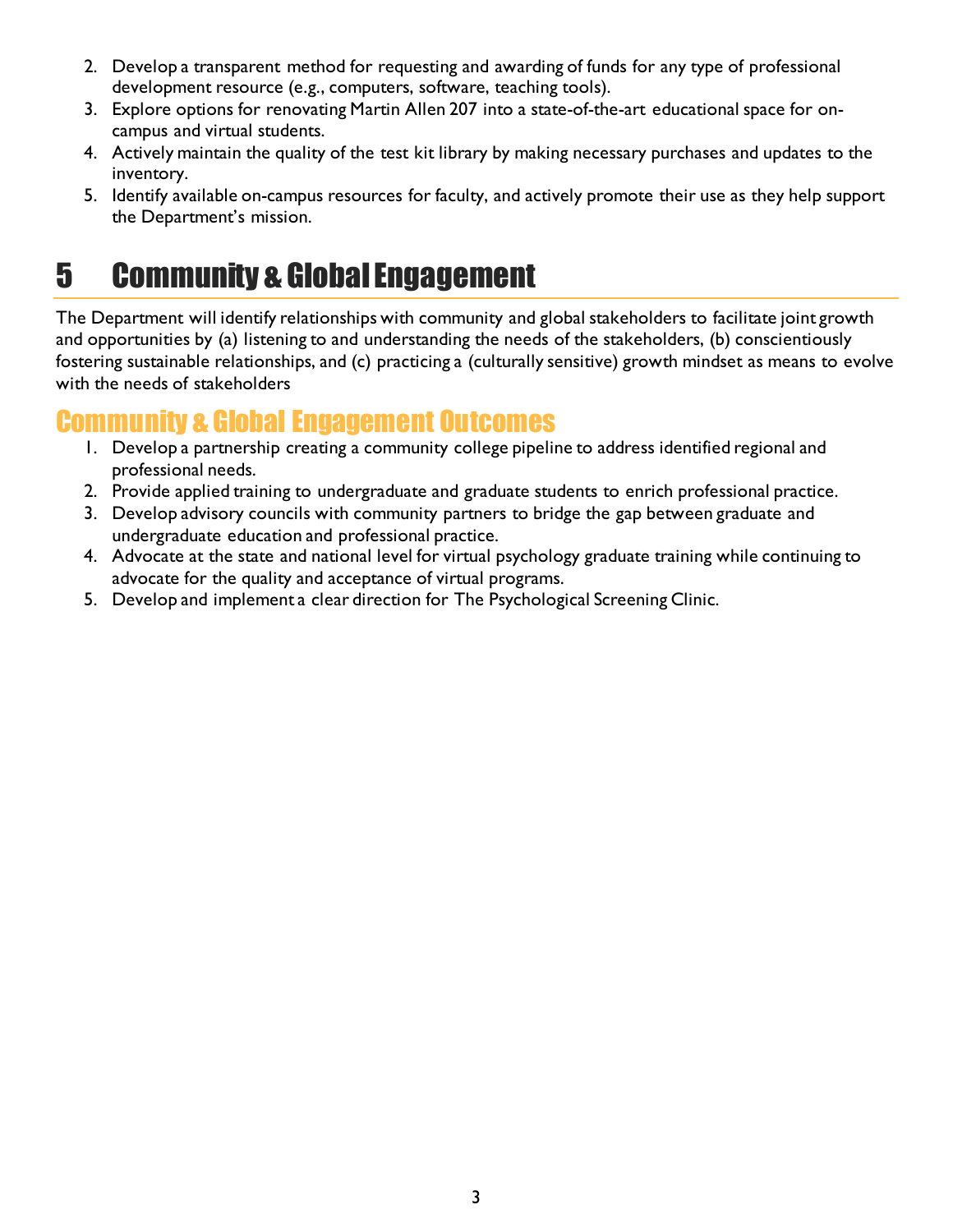2. Develop a transparent method for requesting and awarding of funds for any type of professional development resource (e.g., computers, software, teaching tools).
3. Explore options for renovating Martin Allen 207 into a state-of-the-art educational space for on-campus and virtual students.
4. Actively maintain the quality of the test kit library by making necessary purchases and updates to the inventory.
5. Identify available on-campus resources for faculty, and actively promote their use as they help support the Department's mission.

# 5 Community & Global Engagement

The Department will identify relationships with community and global stakeholders to facilitate joint growth and opportunities by (a) listening to and understanding the needs of the stakeholders, (b) conscientiously fostering sustainable relationships, and (c) practicing a (culturally sensitive) growth mindset as means to evolve with the needs of stakeholders

## Community & Global Engagement Outcomes

1. Develop a partnership creating a community college pipeline to address identified regional and professional needs.
2. Provide applied training to undergraduate and graduate students to enrich professional practice.
3. Develop advisory councils with community partners to bridge the gap between graduate and undergraduate education and professional practice.
4. Advocate at the state and national level for virtual psychology graduate training while continuing to advocate for the quality and acceptance of virtual programs.
5. Develop and implement a clear direction for The Psychological Screening Clinic.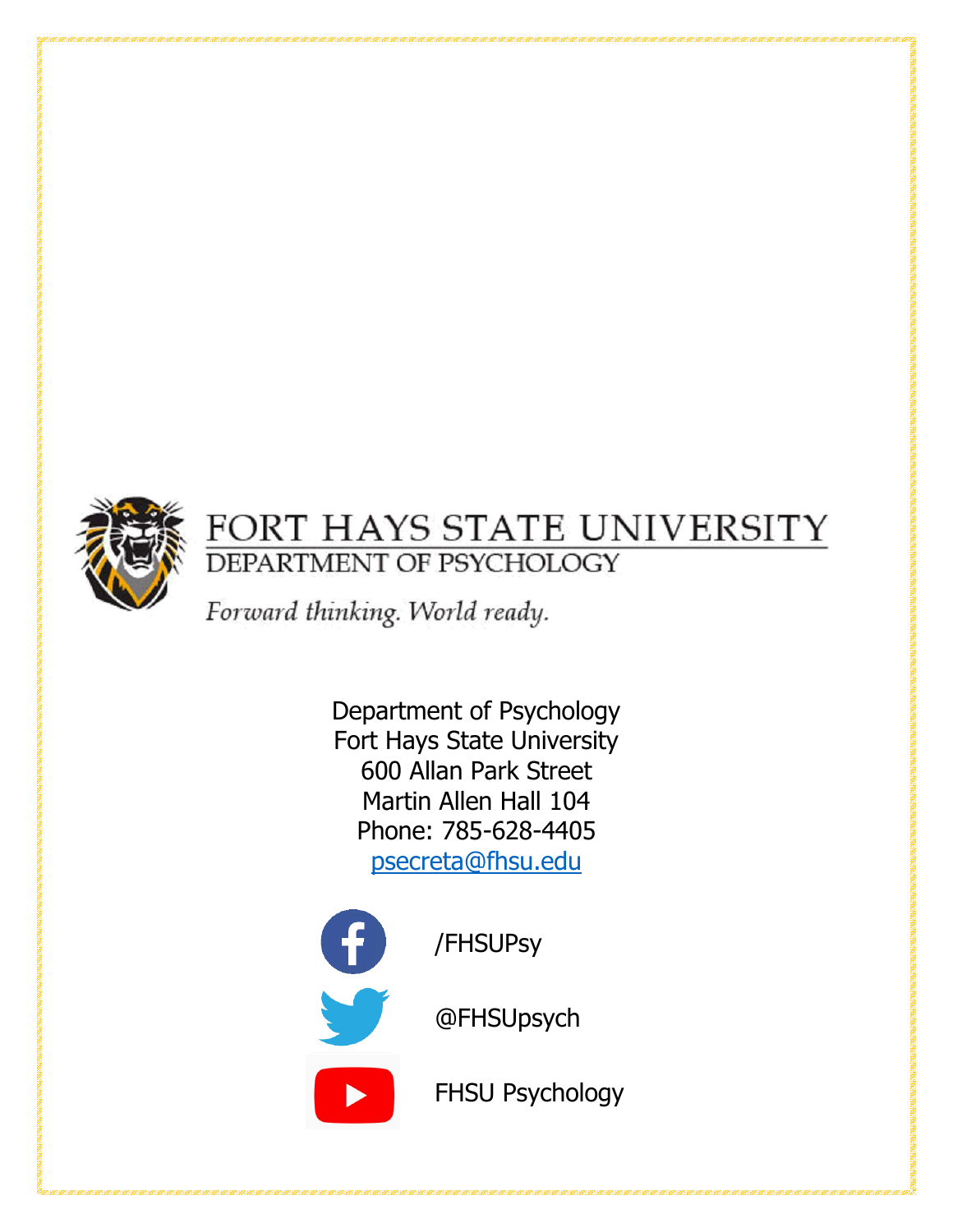FORT HAYS STATE UNIVERSITY
DEPARTMENT OF PSYCHOLOGY

*Forward thinking. World ready.*

Department of Psychology
Fort Hays State University
600 Allan Park Street
Martin Allen Hall 104
Phone: 785-628-4405
psecreta@fhsu.edu

/FHSUPsy

@FHSUpsych

FHSU Psychology